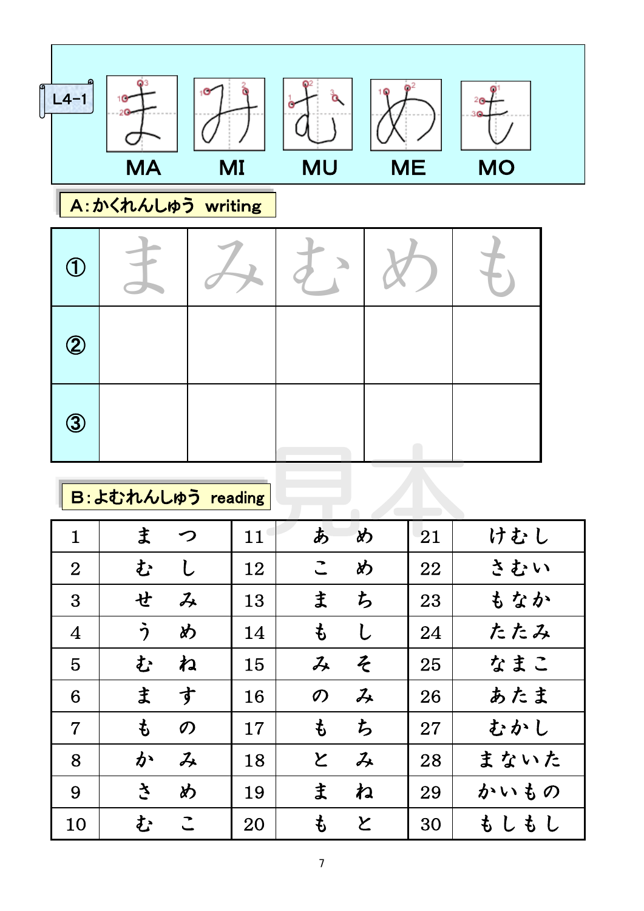L4-1

| まMA | みMI | むMU | めME | もMO |
|---|---|---|---|---|

## A:かくれんしゅう writing

| | | | | | |
|---|---|---|---|---|---|
| ① | ま | み | む | め | も |
| ② | | | | | |
| ③ | | | | | |

## B:よむれんしゅう reading

| | | | | | |
|---|---|---|---|---|---|
| 1 | ま　つ | 11 | あ　め | 21 | けむし |
| 2 | む　し | 12 | こ　め | 22 | さむい |
| 3 | せ　み | 13 | ま　ち | 23 | もなか |
| 4 | う　め | 14 | も　し | 24 | たたみ |
| 5 | む　ね | 15 | み　そ | 25 | なまこ |
| 6 | ま　す | 16 | の　み | 26 | あたま |
| 7 | も　の | 17 | も　ち | 27 | むかし |
| 8 | か　み | 18 | と　み | 28 | まないた |
| 9 | さ　め | 19 | ま　ね | 29 | かいもの |
| 10 | む　こ | 20 | も　と | 30 | もしもし |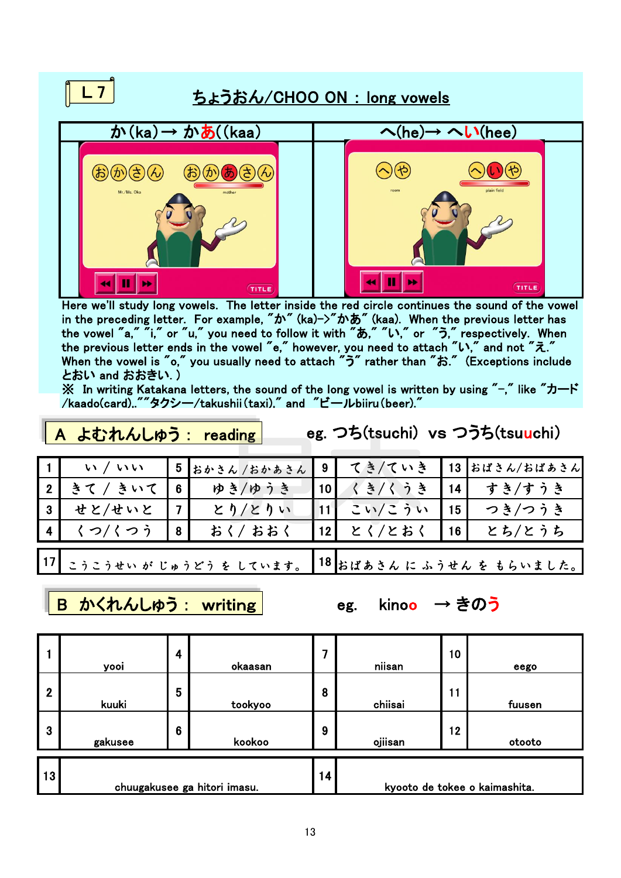L 7

# ちょうおん/CHOO ON : long vowels

| か(ka)→ かあ((kaa) | へ(he)→ へい(hee) |
| --- | --- |
| おかさん Mr./Ms. Oka　おかあさん mother | へや room　へいや plain field |

Here we'll study long vowels. The letter inside the red circle continues the sound of the vowel in the preceding letter. For example, "か" (ka)->"かあ" (kaa). When the previous letter has the vowel "a," "i," or "u," you need to follow it with "あ," "い," or "う," respectively. When the previous letter ends in the vowel "e," however, you need to attach "い," and not "え." When the vowel is "o," you usually need to attach "う" rather than "お." (Exceptions include とおい and おおきい. )

※ In writing Katakana letters, the sound of the long vowel is written by using "−," like "カード/kaado(card).""タクシー/takushii(taxi)." and "ビールbiiru(beer)."

## A よむれんしゅう： reading

eg. つち(tsuchi) vs つうち(tsuuchi)

| | | | | | | | |
| --- | --- | --- | --- | --- | --- | --- | --- |
| 1 | い / いい | 5 | おかさん /おかあさん | 9 | てき/ていき | 13 | おばさん/おばあさん |
| 2 | きて / きいて | 6 | ゆき/ゆうき | 10 | くき/くうき | 14 | すき/すうき |
| 3 | せと/せいと | 7 | とり/とりい | 11 | こい/こうい | 15 | つき/つうき |
| 4 | くつ/くつう | 8 | おく/ おおく | 12 | とく/とおく | 16 | とち/とうち |

| | | | |
| --- | --- | --- | --- |
| 17 | こうこうせい が じゅうどう を しています。 | 18 | おばあさん に ふうせん を もらいました。 |

## B かくれんしゅう： writing

eg. kinoo → きのう

| | | | | | | | |
| --- | --- | --- | --- | --- | --- | --- | --- |
| 1 | yooi | 4 | okaasan | 7 | niisan | 10 | eego |
| 2 | kuuki | 5 | tookyoo | 8 | chiisai | 11 | fuusen |
| 3 | gakusee | 6 | kookoo | 9 | ojiisan | 12 | otooto |

| | | | |
| --- | --- | --- | --- |
| 13 | chuugakusee ga hitori imasu. | 14 | kyooto de tokee o kaimashita. |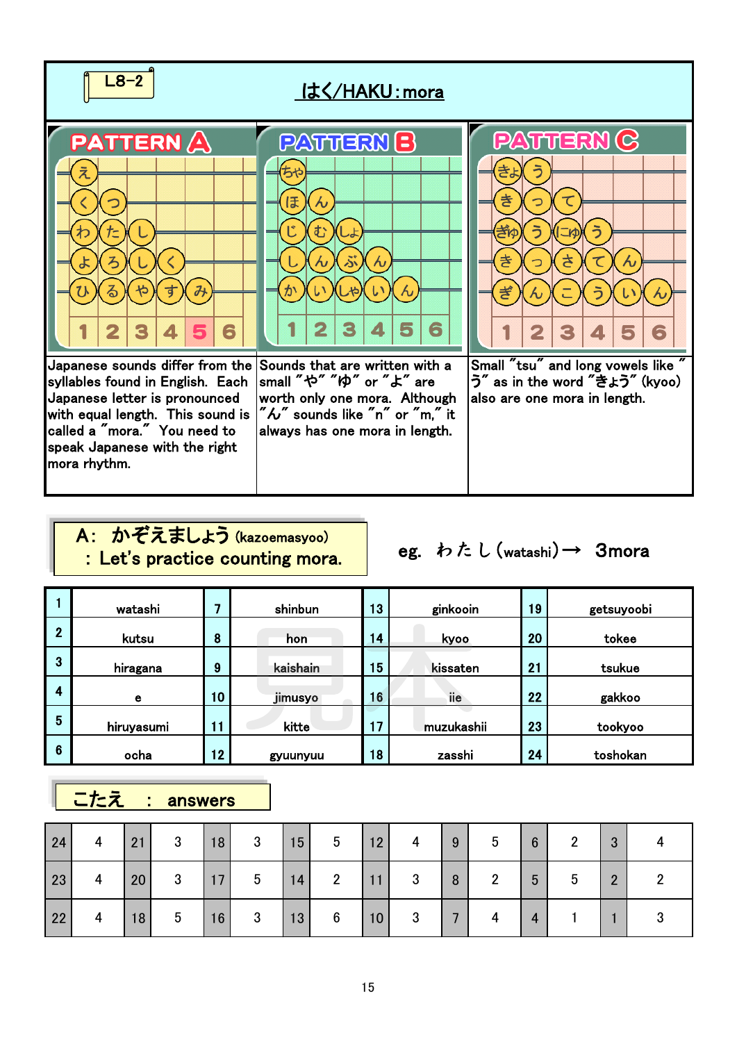L8-2

# はく/HAKU：mora

## PATTERN A

Japanese sounds differ from the syllables found in English. Each Japanese letter is pronounced with equal length. This sound is called a "mora." You need to speak Japanese with the right mora rhythm.

## PATTERN B

Sounds that are written with a small "や" "ゆ" or "よ" are worth only one mora. Although "ん" sounds like "n" or "m," it always has one mora in length.

## PATTERN C

Small "tsu" and long vowels like "う" as in the word "きょう" (kyoo) also are one mora in length.

## A: かぞえましょう (kazoemasyoo) : Let's practice counting mora.

eg. わたし(watashi)→ 3mora

| 1 | watashi | 7 | shinbun | 13 | ginkooin | 19 | getsuyoobi |
|---|---|---|---|---|---|---|---|
| 2 | kutsu | 8 | hon | 14 | kyoo | 20 | tokee |
| 3 | hiragana | 9 | kaishain | 15 | kissaten | 21 | tsukue |
| 4 | e | 10 | jimusyo | 16 | iie | 22 | gakkoo |
| 5 | hiruyasumi | 11 | kitte | 17 | muzukashii | 23 | tookyoo |
| 6 | ocha | 12 | gyuunyuu | 18 | zasshi | 24 | toshokan |

## こたえ : answers

| 24 | 4 | 21 | 3 | 18 | 3 | 15 | 5 | 12 | 4 | 9 | 5 | 6 | 2 | 3 | 4 |
|---|---|---|---|---|---|---|---|---|---|---|---|---|---|---|---|
| 23 | 4 | 20 | 3 | 17 | 5 | 14 | 2 | 11 | 3 | 8 | 2 | 5 | 5 | 2 | 2 |
| 22 | 4 | 18 | 5 | 16 | 3 | 13 | 6 | 10 | 3 | 7 | 4 | 4 | 1 | 1 | 3 |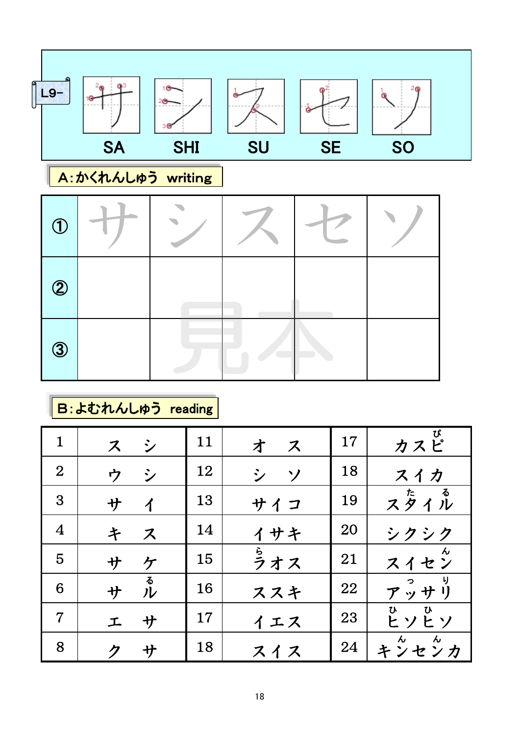L9-

SA SHI SU SE SO

## A:かくれんしゅう writing

| | | | | | |
|---|---|---|---|---|---|
| ① | サ | シ | ス | セ | ソ |
| ② | | | | | |
| ③ | | | | | |

見本

## B:よむれんしゅう reading

| | | | | | |
|---|---|---|---|---|---|
| 1 | ス シ | 11 | オ ス | 17 | カスピ |
| 2 | ウ シ | 12 | シ ソ | 18 | スイカ |
| 3 | サ イ | 13 | サイコ | 19 | スタイル |
| 4 | キ ス | 14 | イサキ | 20 | シクシク |
| 5 | サ ケ | 15 | ラオス | 21 | スイセン |
| 6 | サ ル | 16 | ススキ | 22 | アッサリ |
| 7 | エ サ | 17 | イエス | 23 | ヒソヒソ |
| 8 | ク サ | 18 | スイス | 24 | キンセンカ |